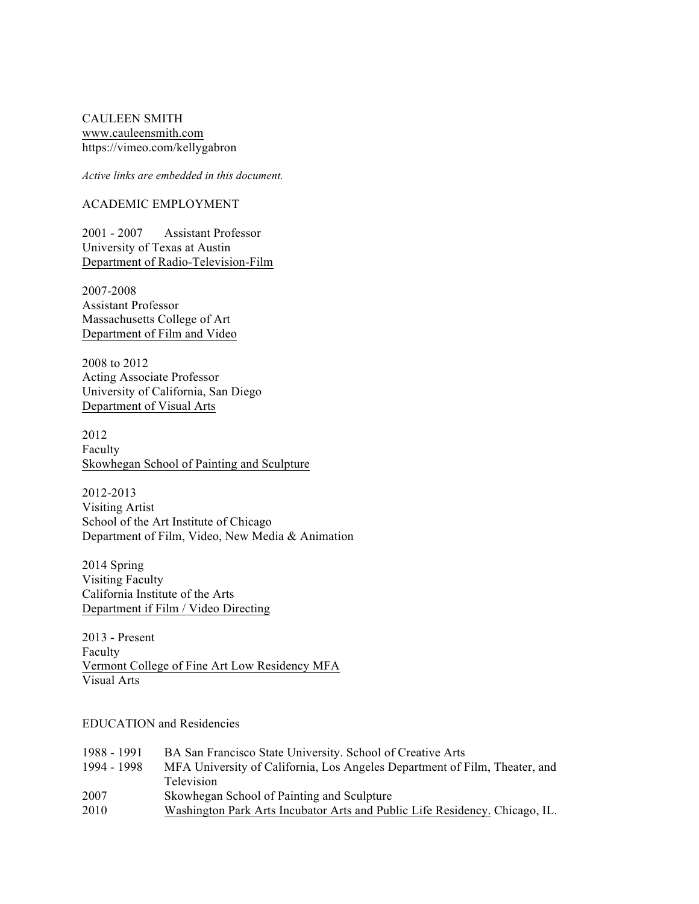CAULEEN SMITH
www.cauleensmith.com
https://vimeo.com/kellygabron

*Active links are embedded in this document.*

## ACADEMIC EMPLOYMENT

2001 - 2007 Assistant Professor
University of Texas at Austin
Department of Radio-Television-Film

2007-2008
Assistant Professor
Massachusetts College of Art
Department of Film and Video

2008 to 2012
Acting Associate Professor
University of California, San Diego
Department of Visual Arts

2012
Faculty
Skowhegan School of Painting and Sculpture

2012-2013
Visiting Artist
School of the Art Institute of Chicago
Department of Film, Video, New Media & Animation

2014 Spring
Visiting Faculty
California Institute of the Arts
Department if Film / Video Directing

2013 - Present
Faculty
Vermont College of Fine Art Low Residency MFA
Visual Arts

## EDUCATION and Residencies

| | |
|---|---|
| 1988 - 1991 | BA San Francisco State University. School of Creative Arts |
| 1994 - 1998 | MFA University of California, Los Angeles Department of Film, Theater, and Television |
| 2007 | Skowhegan School of Painting and Sculpture |
| 2010 | Washington Park Arts Incubator Arts and Public Life Residency. Chicago, IL. |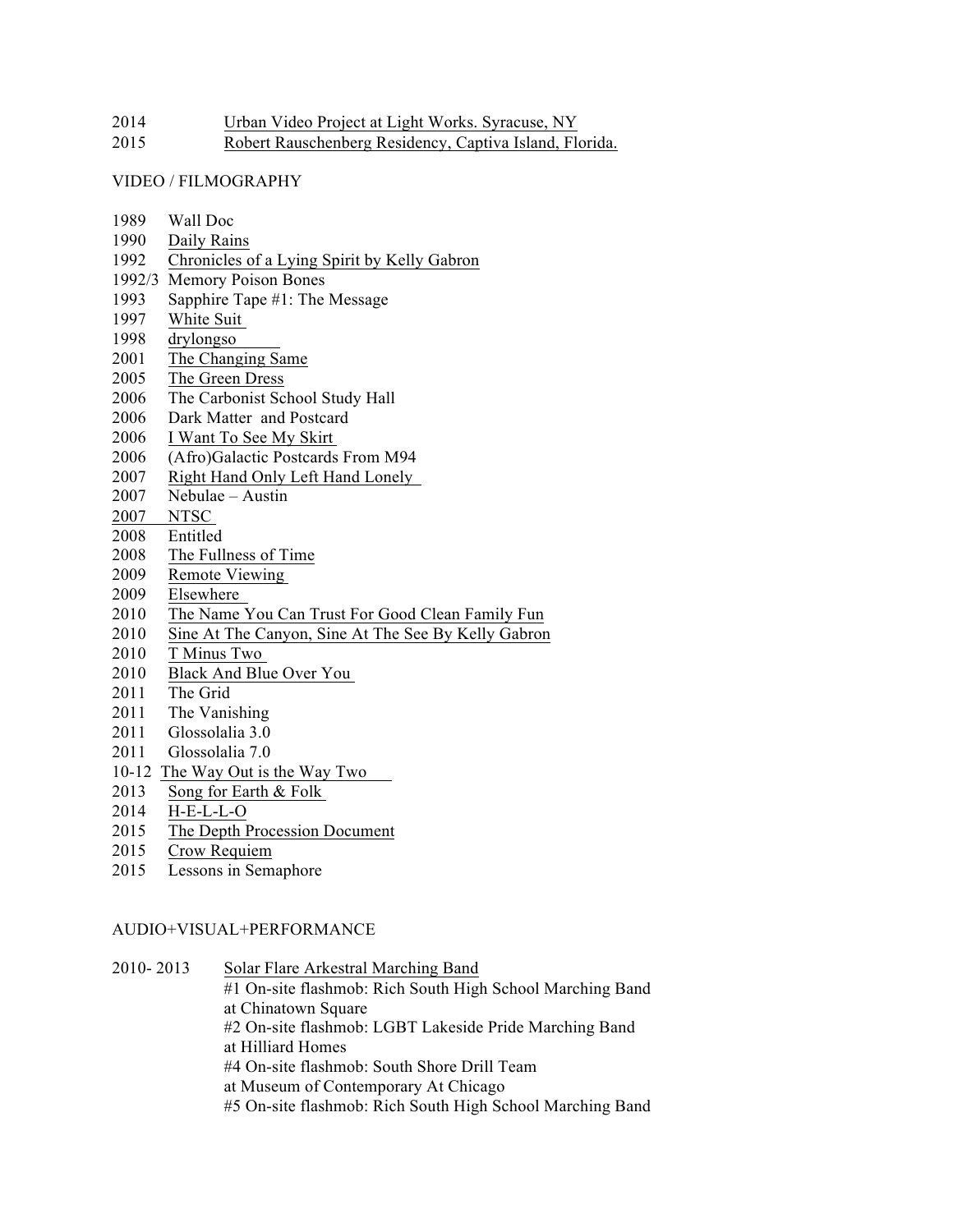2014 Urban Video Project at Light Works. Syracuse, NY
2015 Robert Rauschenberg Residency, Captiva Island, Florida.

VIDEO / FILMOGRAPHY

1989 Wall Doc
1990 Daily Rains
1992 Chronicles of a Lying Spirit by Kelly Gabron
1992/3 Memory Poison Bones
1993 Sapphire Tape #1: The Message
1997 White Suit
1998 drylongso
2001 The Changing Same
2005 The Green Dress
2006 The Carbonist School Study Hall
2006 Dark Matter and Postcard
2006 I Want To See My Skirt
2006 (Afro)Galactic Postcards From M94
2007 Right Hand Only Left Hand Lonely
2007 Nebulae – Austin
2007 NTSC
2008 Entitled
2008 The Fullness of Time
2009 Remote Viewing
2009 Elsewhere
2010 The Name You Can Trust For Good Clean Family Fun
2010 Sine At The Canyon, Sine At The See By Kelly Gabron
2010 T Minus Two
2010 Black And Blue Over You
2011 The Grid
2011 The Vanishing
2011 Glossolalia 3.0
2011 Glossolalia 7.0
10-12 The Way Out is the Way Two
2013 Song for Earth & Folk
2014 H-E-L-L-O
2015 The Depth Procession Document
2015 Crow Requiem
2015 Lessons in Semaphore

AUDIO+VISUAL+PERFORMANCE

2010- 2013 Solar Flare Arkestral Marching Band
#1 On-site flashmob: Rich South High School Marching Band at Chinatown Square
#2 On-site flashmob: LGBT Lakeside Pride Marching Band at Hilliard Homes
#4 On-site flashmob: South Shore Drill Team at Museum of Contemporary At Chicago
#5 On-site flashmob: Rich South High School Marching Band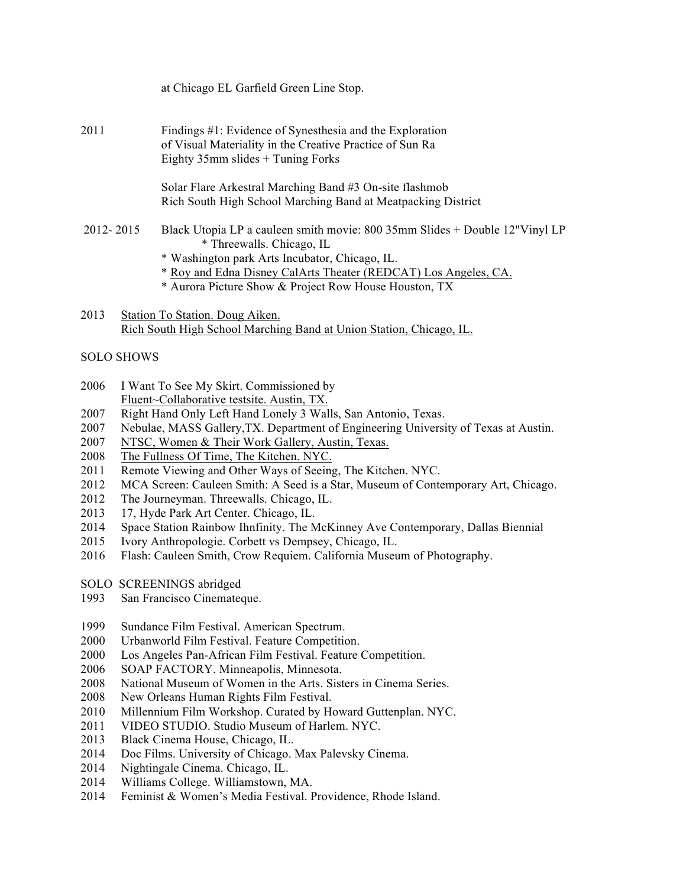at Chicago EL Garfield Green Line Stop.

2011 Findings #1: Evidence of Synesthesia and the Exploration of Visual Materiality in the Creative Practice of Sun Ra
Eighty 35mm slides + Tuning Forks

Solar Flare Arkestral Marching Band #3 On-site flashmob
Rich South High School Marching Band at Meatpacking District

2012- 2015 Black Utopia LP a cauleen smith movie: 800 35mm Slides + Double 12"Vinyl LP
* Threewalls. Chicago, IL
* Washington park Arts Incubator, Chicago, IL.
* Roy and Edna Disney CalArts Theater (REDCAT) Los Angeles, CA.
* Aurora Picture Show & Project Row House Houston, TX

2013 Station To Station. Doug Aiken.
Rich South High School Marching Band at Union Station, Chicago, IL.

SOLO SHOWS

- 2006 I Want To See My Skirt. Commissioned by Fluent~Collaborative testsite. Austin, TX.
- 2007 Right Hand Only Left Hand Lonely 3 Walls, San Antonio, Texas.
- 2007 Nebulae, MASS Gallery,TX. Department of Engineering University of Texas at Austin.
- 2007 NTSC, Women & Their Work Gallery, Austin, Texas.
- 2008 The Fullness Of Time, The Kitchen. NYC.
- 2011 Remote Viewing and Other Ways of Seeing, The Kitchen. NYC.
- 2012 MCA Screen: Cauleen Smith: A Seed is a Star, Museum of Contemporary Art, Chicago.
- 2012 The Journeyman. Threewalls. Chicago, IL.
- 2013 17, Hyde Park Art Center. Chicago, IL.
- 2014 Space Station Rainbow Ihnfinity. The McKinney Ave Contemporary, Dallas Biennial
- 2015 Ivory Anthropologie. Corbett vs Dempsey, Chicago, IL.
- 2016 Flash: Cauleen Smith, Crow Requiem. California Museum of Photography.

SOLO SCREENINGS abridged

- 1993 San Francisco Cinemateque.
- 1999 Sundance Film Festival. American Spectrum.
- 2000 Urbanworld Film Festival. Feature Competition.
- 2000 Los Angeles Pan-African Film Festival. Feature Competition.
- 2006 SOAP FACTORY. Minneapolis, Minnesota.
- 2008 National Museum of Women in the Arts. Sisters in Cinema Series.
- 2008 New Orleans Human Rights Film Festival.
- 2010 Millennium Film Workshop. Curated by Howard Guttenplan. NYC.
- 2011 VIDEO STUDIO. Studio Museum of Harlem. NYC.
- 2013 Black Cinema House, Chicago, IL.
- 2014 Doc Films. University of Chicago. Max Palevsky Cinema.
- 2014 Nightingale Cinema. Chicago, IL.
- 2014 Williams College. Williamstown, MA.
- 2014 Feminist & Women's Media Festival. Providence, Rhode Island.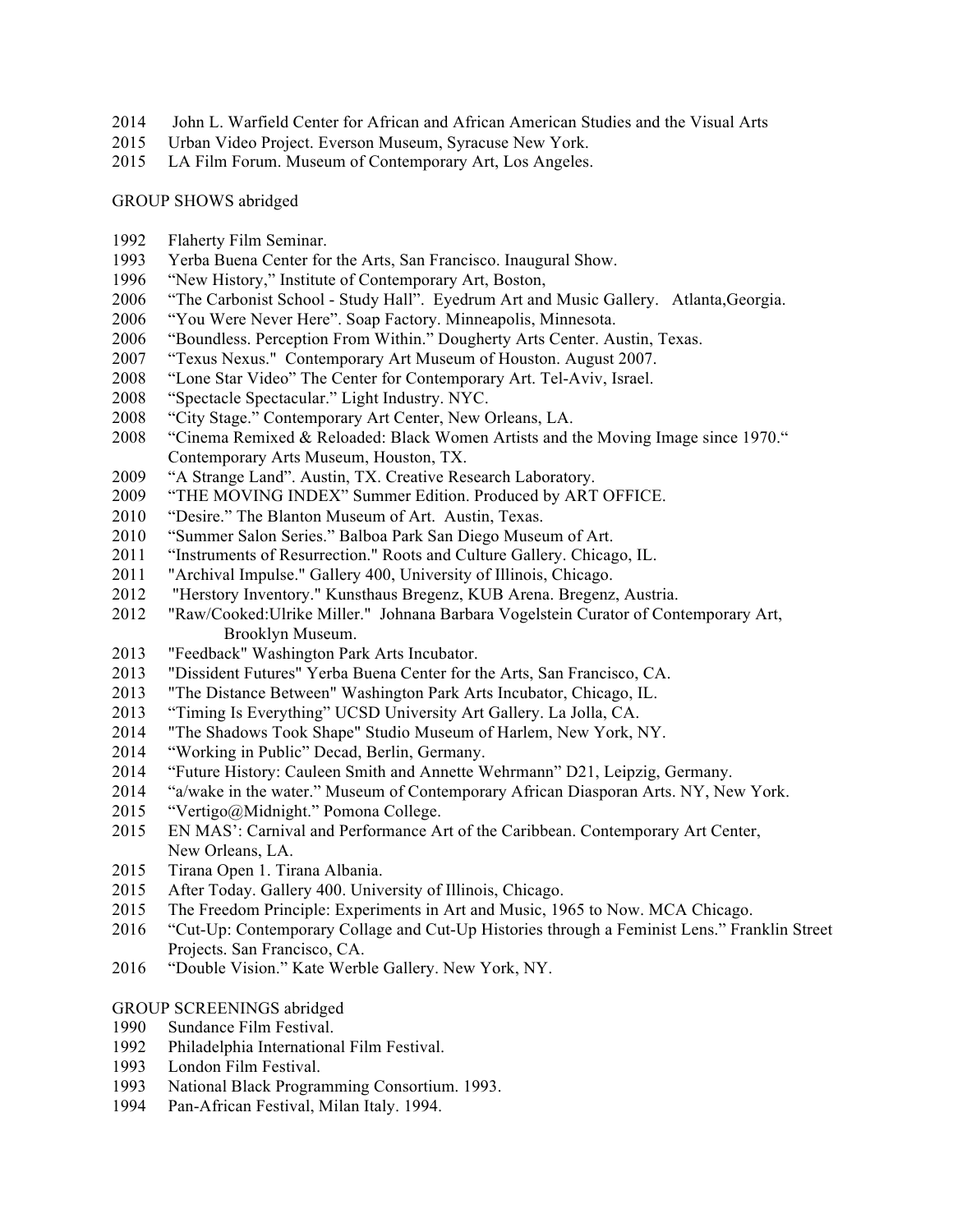2014 John L. Warfield Center for African and African American Studies and the Visual Arts
2015 Urban Video Project. Everson Museum, Syracuse New York.
2015 LA Film Forum. Museum of Contemporary Art, Los Angeles.

GROUP SHOWS abridged

1992 Flaherty Film Seminar.
1993 Yerba Buena Center for the Arts, San Francisco. Inaugural Show.
1996 "New History," Institute of Contemporary Art, Boston,
2006 "The Carbonist School - Study Hall". Eyedrum Art and Music Gallery. Atlanta,Georgia.
2006 "You Were Never Here". Soap Factory. Minneapolis, Minnesota.
2006 "Boundless. Perception From Within." Dougherty Arts Center. Austin, Texas.
2007 "Texus Nexus." Contemporary Art Museum of Houston. August 2007.
2008 "Lone Star Video" The Center for Contemporary Art. Tel-Aviv, Israel.
2008 "Spectacle Spectacular." Light Industry. NYC.
2008 "City Stage." Contemporary Art Center, New Orleans, LA.
2008 "Cinema Remixed & Reloaded: Black Women Artists and the Moving Image since 1970." Contemporary Arts Museum, Houston, TX.
2009 "A Strange Land". Austin, TX. Creative Research Laboratory.
2009 "THE MOVING INDEX" Summer Edition. Produced by ART OFFICE.
2010 "Desire." The Blanton Museum of Art. Austin, Texas.
2010 "Summer Salon Series." Balboa Park San Diego Museum of Art.
2011 "Instruments of Resurrection." Roots and Culture Gallery. Chicago, IL.
2011 "Archival Impulse." Gallery 400, University of Illinois, Chicago.
2012 "Herstory Inventory." Kunsthaus Bregenz, KUB Arena. Bregenz, Austria.
2012 "Raw/Cooked:Ulrike Miller." Johnana Barbara Vogelstein Curator of Contemporary Art, Brooklyn Museum.
2013 "Feedback" Washington Park Arts Incubator.
2013 "Dissident Futures" Yerba Buena Center for the Arts, San Francisco, CA.
2013 "The Distance Between" Washington Park Arts Incubator, Chicago, IL.
2013 "Timing Is Everything" UCSD University Art Gallery. La Jolla, CA.
2014 "The Shadows Took Shape" Studio Museum of Harlem, New York, NY.
2014 "Working in Public" Decad, Berlin, Germany.
2014 "Future History: Cauleen Smith and Annette Wehrmann" D21, Leipzig, Germany.
2014 "a/wake in the water." Museum of Contemporary African Diasporan Arts. NY, New York.
2015 "Vertigo@Midnight." Pomona College.
2015 EN MAS': Carnival and Performance Art of the Caribbean. Contemporary Art Center, New Orleans, LA.
2015 Tirana Open 1. Tirana Albania.
2015 After Today. Gallery 400. University of Illinois, Chicago.
2015 The Freedom Principle: Experiments in Art and Music, 1965 to Now. MCA Chicago.
2016 "Cut-Up: Contemporary Collage and Cut-Up Histories through a Feminist Lens." Franklin Street Projects. San Francisco, CA.
2016 "Double Vision." Kate Werble Gallery. New York, NY.

GROUP SCREENINGS abridged

1990 Sundance Film Festival.
1992 Philadelphia International Film Festival.
1993 London Film Festival.
1993 National Black Programming Consortium. 1993.
1994 Pan-African Festival, Milan Italy. 1994.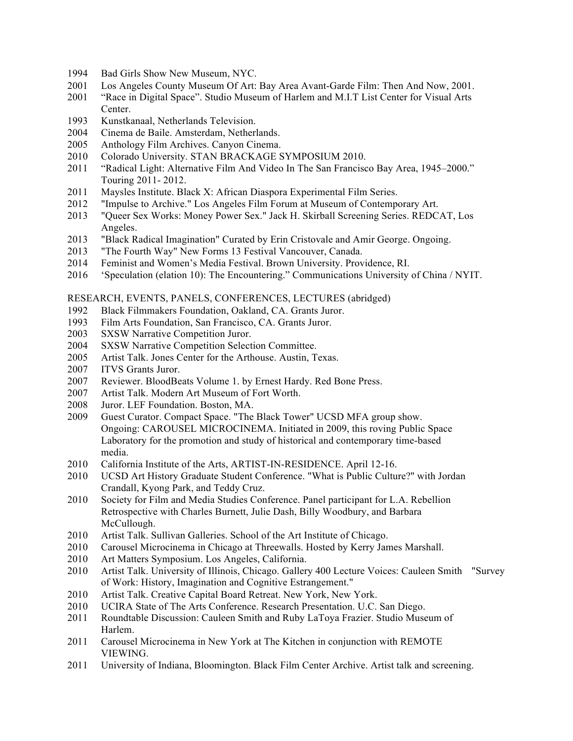1994 Bad Girls Show New Museum, NYC.
2001 Los Angeles County Museum Of Art: Bay Area Avant-Garde Film: Then And Now, 2001.
2001 "Race in Digital Space". Studio Museum of Harlem and M.I.T List Center for Visual Arts Center.
1993 Kunstkanaal, Netherlands Television.
2004 Cinema de Baile. Amsterdam, Netherlands.
2005 Anthology Film Archives. Canyon Cinema.
2010 Colorado University. STAN BRACKAGE SYMPOSIUM 2010.
2011 "Radical Light: Alternative Film And Video In The San Francisco Bay Area, 1945–2000." Touring 2011- 2012.
2011 Maysles Institute. Black X: African Diaspora Experimental Film Series.
2012 "Impulse to Archive." Los Angeles Film Forum at Museum of Contemporary Art.
2013 "Queer Sex Works: Money Power Sex." Jack H. Skirball Screening Series. REDCAT, Los Angeles.
2013 "Black Radical Imagination" Curated by Erin Cristovale and Amir George. Ongoing.
2013 "The Fourth Way" New Forms 13 Festival Vancouver, Canada.
2014 Feminist and Women's Media Festival. Brown University. Providence, RI.
2016 'Speculation (elation 10): The Encountering." Communications University of China / NYIT.

RESEARCH, EVENTS, PANELS, CONFERENCES, LECTURES (abridged)

1992 Black Filmmakers Foundation, Oakland, CA. Grants Juror.
1993 Film Arts Foundation, San Francisco, CA. Grants Juror.
2003 SXSW Narrative Competition Juror.
2004 SXSW Narrative Competition Selection Committee.
2005 Artist Talk. Jones Center for the Arthouse. Austin, Texas.
2007 ITVS Grants Juror.
2007 Reviewer. BloodBeats Volume 1. by Ernest Hardy. Red Bone Press.
2007 Artist Talk. Modern Art Museum of Fort Worth.
2008 Juror. LEF Foundation. Boston, MA.
2009 Guest Curator. Compact Space. "The Black Tower" UCSD MFA group show.
Ongoing: CAROUSEL MICROCINEMA. Initiated in 2009, this roving Public Space Laboratory for the promotion and study of historical and contemporary time-based media.
2010 California Institute of the Arts, ARTIST-IN-RESIDENCE. April 12-16.
2010 UCSD Art History Graduate Student Conference. "What is Public Culture?" with Jordan Crandall, Kyong Park, and Teddy Cruz.
2010 Society for Film and Media Studies Conference. Panel participant for L.A. Rebellion Retrospective with Charles Burnett, Julie Dash, Billy Woodbury, and Barbara McCullough.
2010 Artist Talk. Sullivan Galleries. School of the Art Institute of Chicago.
2010 Carousel Microcinema in Chicago at Threewalls. Hosted by Kerry James Marshall.
2010 Art Matters Symposium. Los Angeles, California.
2010 Artist Talk. University of Illinois, Chicago. Gallery 400 Lecture Voices: Cauleen Smith "Survey of Work: History, Imagination and Cognitive Estrangement."
2010 Artist Talk. Creative Capital Board Retreat. New York, New York.
2010 UCIRA State of The Arts Conference. Research Presentation. U.C. San Diego.
2011 Roundtable Discussion: Cauleen Smith and Ruby LaToya Frazier. Studio Museum of Harlem.
2011 Carousel Microcinema in New York at The Kitchen in conjunction with REMOTE VIEWING.
2011 University of Indiana, Bloomington. Black Film Center Archive. Artist talk and screening.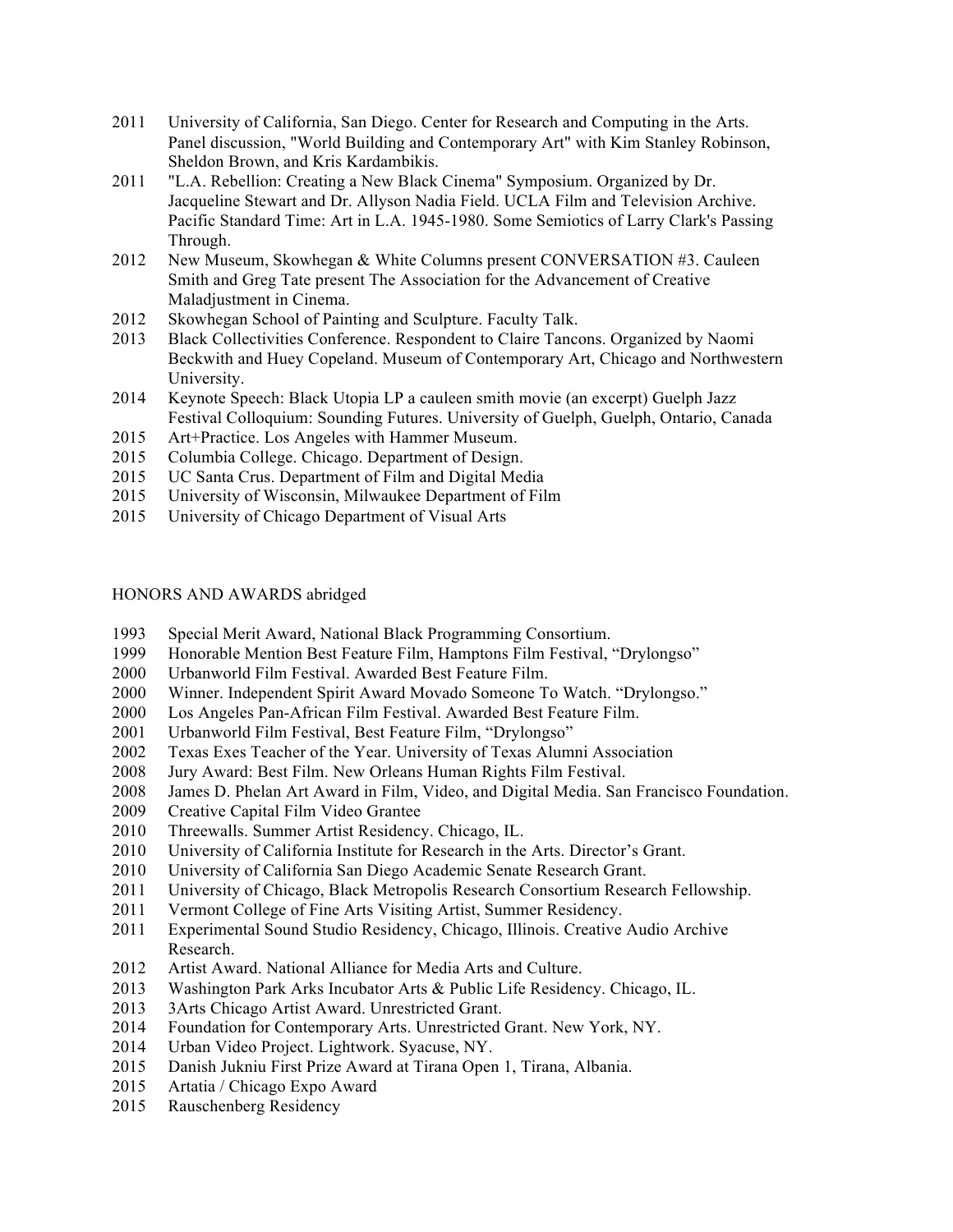2011 University of California, San Diego. Center for Research and Computing in the Arts. Panel discussion, "World Building and Contemporary Art" with Kim Stanley Robinson, Sheldon Brown, and Kris Kardambikis.

2011 "L.A. Rebellion: Creating a New Black Cinema" Symposium. Organized by Dr. Jacqueline Stewart and Dr. Allyson Nadia Field. UCLA Film and Television Archive. Pacific Standard Time: Art in L.A. 1945-1980. Some Semiotics of Larry Clark's Passing Through.

2012 New Museum, Skowhegan & White Columns present CONVERSATION #3. Cauleen Smith and Greg Tate present The Association for the Advancement of Creative Maladjustment in Cinema.

2012 Skowhegan School of Painting and Sculpture. Faculty Talk.

2013 Black Collectivities Conference. Respondent to Claire Tancons. Organized by Naomi Beckwith and Huey Copeland. Museum of Contemporary Art, Chicago and Northwestern University.

2014 Keynote Speech: Black Utopia LP a cauleen smith movie (an excerpt) Guelph Jazz Festival Colloquium: Sounding Futures. University of Guelph, Guelph, Ontario, Canada

2015 Art+Practice. Los Angeles with Hammer Museum.

2015 Columbia College. Chicago. Department of Design.

2015 UC Santa Crus. Department of Film and Digital Media

2015 University of Wisconsin, Milwaukee Department of Film

2015 University of Chicago Department of Visual Arts

## HONORS AND AWARDS abridged

1993 Special Merit Award, National Black Programming Consortium.

1999 Honorable Mention Best Feature Film, Hamptons Film Festival, "Drylongso"

2000 Urbanworld Film Festival. Awarded Best Feature Film.

2000 Winner. Independent Spirit Award Movado Someone To Watch. "Drylongso."

2000 Los Angeles Pan-African Film Festival. Awarded Best Feature Film.

2001 Urbanworld Film Festival, Best Feature Film, "Drylongso"

2002 Texas Exes Teacher of the Year. University of Texas Alumni Association

2008 Jury Award: Best Film. New Orleans Human Rights Film Festival.

2008 James D. Phelan Art Award in Film, Video, and Digital Media. San Francisco Foundation.

2009 Creative Capital Film Video Grantee

2010 Threewalls. Summer Artist Residency. Chicago, IL.

2010 University of California Institute for Research in the Arts. Director's Grant.

2010 University of California San Diego Academic Senate Research Grant.

2011 University of Chicago, Black Metropolis Research Consortium Research Fellowship.

2011 Vermont College of Fine Arts Visiting Artist, Summer Residency.

2011 Experimental Sound Studio Residency, Chicago, Illinois. Creative Audio Archive Research.

2012 Artist Award. National Alliance for Media Arts and Culture.

2013 Washington Park Arks Incubator Arts & Public Life Residency. Chicago, IL.

2013 3Arts Chicago Artist Award. Unrestricted Grant.

2014 Foundation for Contemporary Arts. Unrestricted Grant. New York, NY.

2014 Urban Video Project. Lightwork. Syacuse, NY.

2015 Danish Jukniu First Prize Award at Tirana Open 1, Tirana, Albania.

2015 Artatia / Chicago Expo Award

2015 Rauschenberg Residency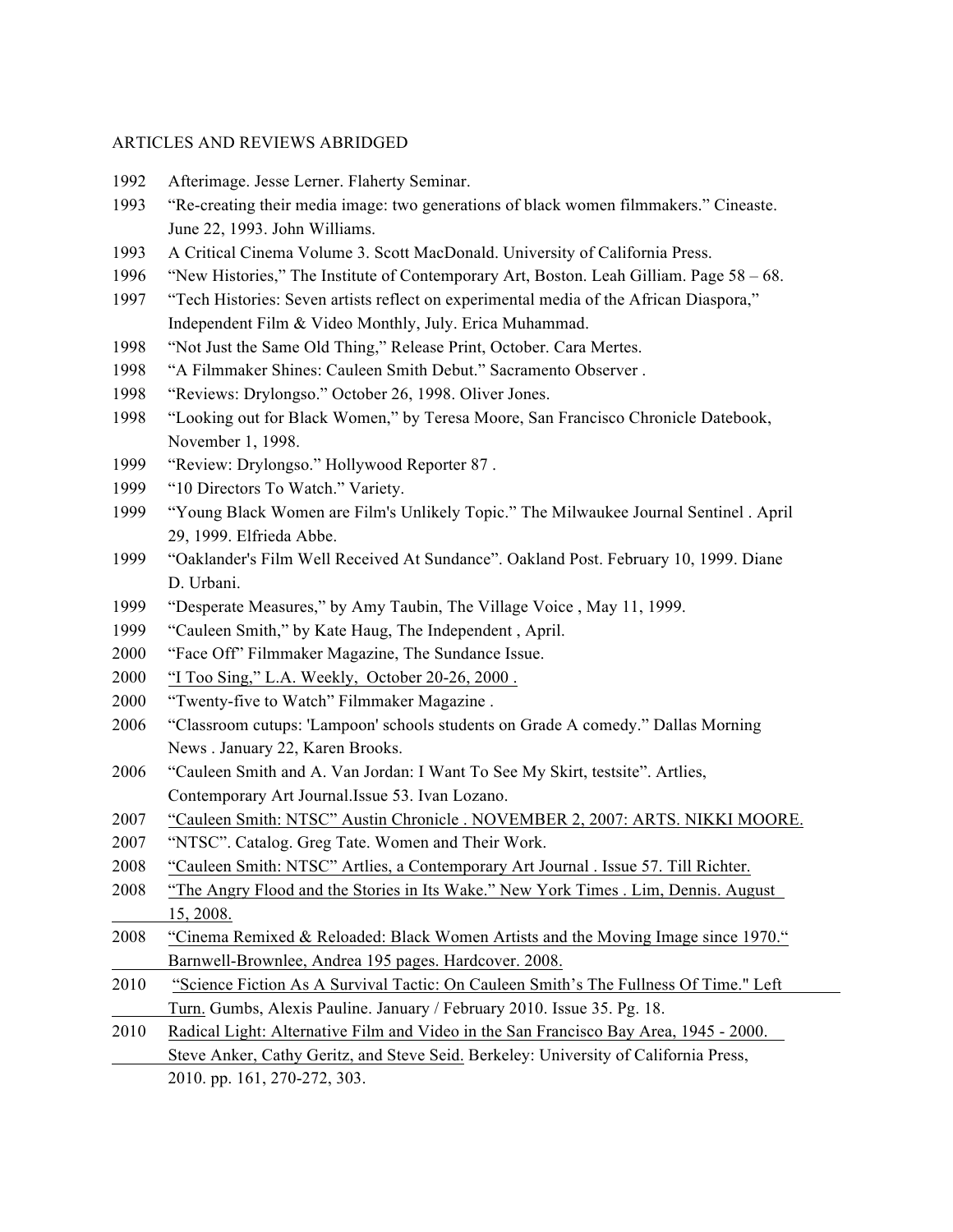ARTICLES AND REVIEWS ABRIDGED

1992 Afterimage. Jesse Lerner. Flaherty Seminar.

1993 "Re-creating their media image: two generations of black women filmmakers." Cineaste. June 22, 1993. John Williams.

1993 A Critical Cinema Volume 3. Scott MacDonald. University of California Press.

1996 "New Histories," The Institute of Contemporary Art, Boston. Leah Gilliam. Page 58 – 68.

1997 "Tech Histories: Seven artists reflect on experimental media of the African Diaspora," Independent Film & Video Monthly, July. Erica Muhammad.

1998 "Not Just the Same Old Thing," Release Print, October. Cara Mertes.

1998 "A Filmmaker Shines: Cauleen Smith Debut." Sacramento Observer .

1998 "Reviews: Drylongso." October 26, 1998. Oliver Jones.

1998 "Looking out for Black Women," by Teresa Moore, San Francisco Chronicle Datebook, November 1, 1998.

1999 "Review: Drylongso." Hollywood Reporter 87 .

1999 "10 Directors To Watch." Variety.

1999 "Young Black Women are Film's Unlikely Topic." The Milwaukee Journal Sentinel . April 29, 1999. Elfrieda Abbe.

1999 "Oaklander's Film Well Received At Sundance". Oakland Post. February 10, 1999. Diane D. Urbani.

1999 "Desperate Measures," by Amy Taubin, The Village Voice , May 11, 1999.

1999 "Cauleen Smith," by Kate Haug, The Independent , April.

2000 "Face Off" Filmmaker Magazine, The Sundance Issue.

2000 "I Too Sing," L.A. Weekly, October 20-26, 2000 .

2000 "Twenty-five to Watch" Filmmaker Magazine .

2006 "Classroom cutups: 'Lampoon' schools students on Grade A comedy." Dallas Morning News . January 22, Karen Brooks.

2006 "Cauleen Smith and A. Van Jordan: I Want To See My Skirt, testsite". Artlies, Contemporary Art Journal.Issue 53. Ivan Lozano.

2007 "Cauleen Smith: NTSC" Austin Chronicle . NOVEMBER 2, 2007: ARTS. NIKKI MOORE.

2007 "NTSC". Catalog. Greg Tate. Women and Their Work.

2008 "Cauleen Smith: NTSC" Artlies, a Contemporary Art Journal . Issue 57. Till Richter.

2008 "The Angry Flood and the Stories in Its Wake." New York Times . Lim, Dennis. August 15, 2008.

2008 "Cinema Remixed & Reloaded: Black Women Artists and the Moving Image since 1970." Barnwell-Brownlee, Andrea 195 pages. Hardcover. 2008.

2010 "Science Fiction As A Survival Tactic: On Cauleen Smith's The Fullness Of Time." Left Turn. Gumbs, Alexis Pauline. January / February 2010. Issue 35. Pg. 18.

2010 Radical Light: Alternative Film and Video in the San Francisco Bay Area, 1945 - 2000. Steve Anker, Cathy Geritz, and Steve Seid. Berkeley: University of California Press, 2010. pp. 161, 270-272, 303.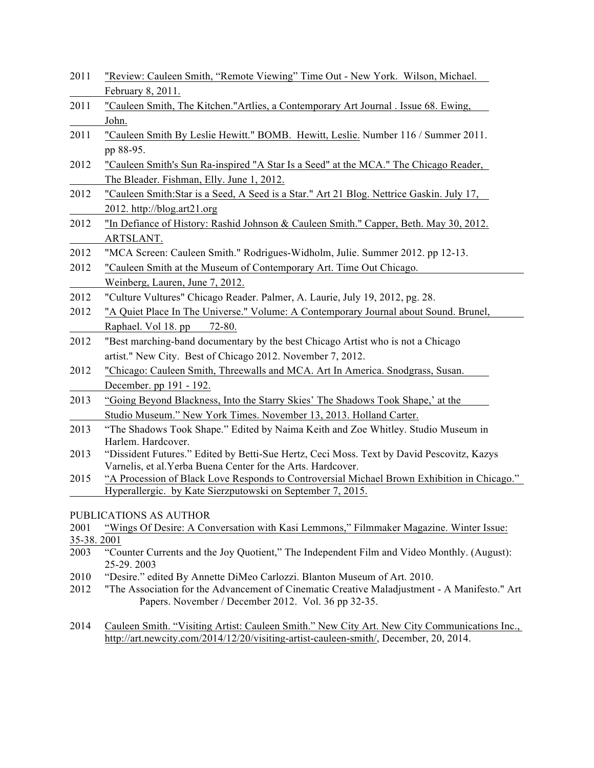2011 "Review: Cauleen Smith, "Remote Viewing" Time Out - New York. Wilson, Michael. February 8, 2011.

2011 "Cauleen Smith, The Kitchen."Artlies, a Contemporary Art Journal . Issue 68. Ewing, John.

2011 "Cauleen Smith By Leslie Hewitt." BOMB. Hewitt, Leslie. Number 116 / Summer 2011. pp 88-95.

2012 "Cauleen Smith's Sun Ra-inspired "A Star Is a Seed" at the MCA." The Chicago Reader, The Bleader. Fishman, Elly. June 1, 2012.

2012 "Cauleen Smith:Star is a Seed, A Seed is a Star." Art 21 Blog. Nettrice Gaskin. July 17, 2012. http://blog.art21.org

2012 "In Defiance of History: Rashid Johnson & Cauleen Smith." Capper, Beth. May 30, 2012. ARTSLANT.

2012 "MCA Screen: Cauleen Smith." Rodrigues-Widholm, Julie. Summer 2012. pp 12-13.

2012 "Cauleen Smith at the Museum of Contemporary Art. Time Out Chicago. Weinberg, Lauren, June 7, 2012.

2012 "Culture Vultures" Chicago Reader. Palmer, A. Laurie, July 19, 2012, pg. 28.

2012 "A Quiet Place In The Universe." Volume: A Contemporary Journal about Sound. Brunel, Raphael. Vol 18. pp 72-80.

2012 "Best marching-band documentary by the best Chicago Artist who is not a Chicago artist." New City. Best of Chicago 2012. November 7, 2012.

2012 "Chicago: Cauleen Smith, Threewalls and MCA. Art In America. Snodgrass, Susan. December. pp 191 - 192.

2013 "Going Beyond Blackness, Into the Starry Skies' The Shadows Took Shape,' at the Studio Museum." New York Times. November 13, 2013. Holland Carter.

2013 "The Shadows Took Shape." Edited by Naima Keith and Zoe Whitley. Studio Museum in Harlem. Hardcover.

2013 "Dissident Futures." Edited by Betti-Sue Hertz, Ceci Moss. Text by David Pescovitz, Kazys Varnelis, et al.Yerba Buena Center for the Arts. Hardcover.

2015 "A Procession of Black Love Responds to Controversial Michael Brown Exhibition in Chicago." Hyperallergic. by Kate Sierzputowski on September 7, 2015.

PUBLICATIONS AS AUTHOR

2001 "Wings Of Desire: A Conversation with Kasi Lemmons," Filmmaker Magazine. Winter Issue: 35-38. 2001

2003 "Counter Currents and the Joy Quotient," The Independent Film and Video Monthly. (August): 25-29. 2003

2010 "Desire." edited By Annette DiMeo Carlozzi. Blanton Museum of Art. 2010.

2012 "The Association for the Advancement of Cinematic Creative Maladjustment - A Manifesto." Art Papers. November / December 2012. Vol. 36 pp 32-35.

2014 Cauleen Smith. "Visiting Artist: Cauleen Smith." New City Art. New City Communications Inc., http://art.newcity.com/2014/12/20/visiting-artist-cauleen-smith/, December, 20, 2014.